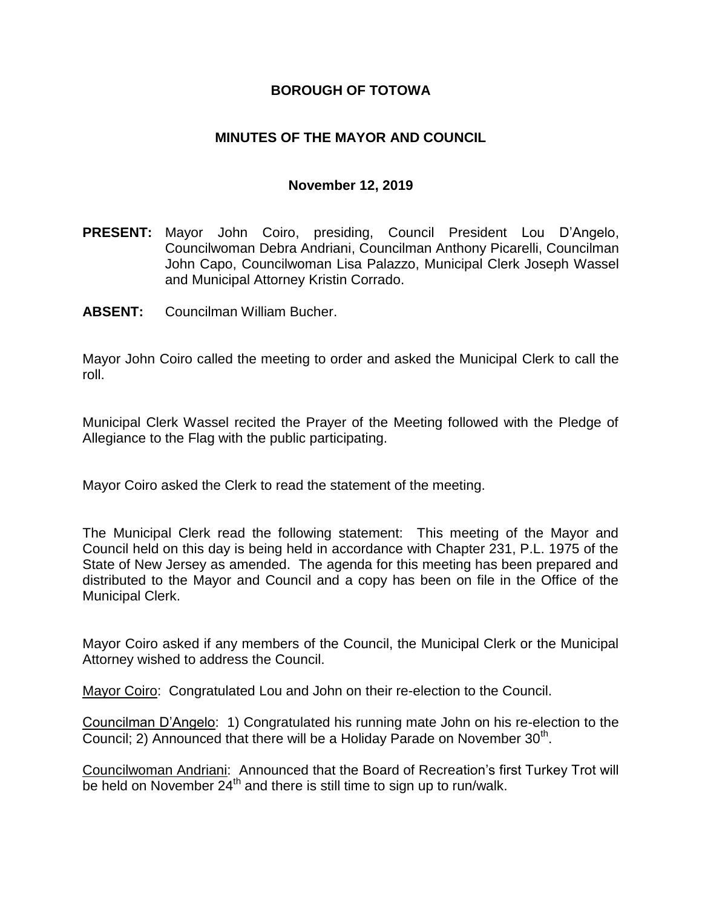# BOROUGH OF TOTOWA

## MINUTES OF THE MAYOR AND COUNCIL

### November 12, 2019

**PRESENT:** Mayor John Coiro, presiding, Council President Lou D'Angelo, Councilwoman Debra Andriani, Councilman Anthony Picarelli, Councilman John Capo, Councilwoman Lisa Palazzo, Municipal Clerk Joseph Wassel and Municipal Attorney Kristin Corrado.

**ABSENT:** Councilman William Bucher.

Mayor John Coiro called the meeting to order and asked the Municipal Clerk to call the roll.

Municipal Clerk Wassel recited the Prayer of the Meeting followed with the Pledge of Allegiance to the Flag with the public participating.

Mayor Coiro asked the Clerk to read the statement of the meeting.

The Municipal Clerk read the following statement: This meeting of the Mayor and Council held on this day is being held in accordance with Chapter 231, P.L. 1975 of the State of New Jersey as amended. The agenda for this meeting has been prepared and distributed to the Mayor and Council and a copy has been on file in the Office of the Municipal Clerk.

Mayor Coiro asked if any members of the Council, the Municipal Clerk or the Municipal Attorney wished to address the Council.

Mayor Coiro: Congratulated Lou and John on their re-election to the Council.

Councilman D'Angelo: 1) Congratulated his running mate John on his re-election to the Council; 2) Announced that there will be a Holiday Parade on November 30th.

Councilwoman Andriani: Announced that the Board of Recreation's first Turkey Trot will be held on November 24th and there is still time to sign up to run/walk.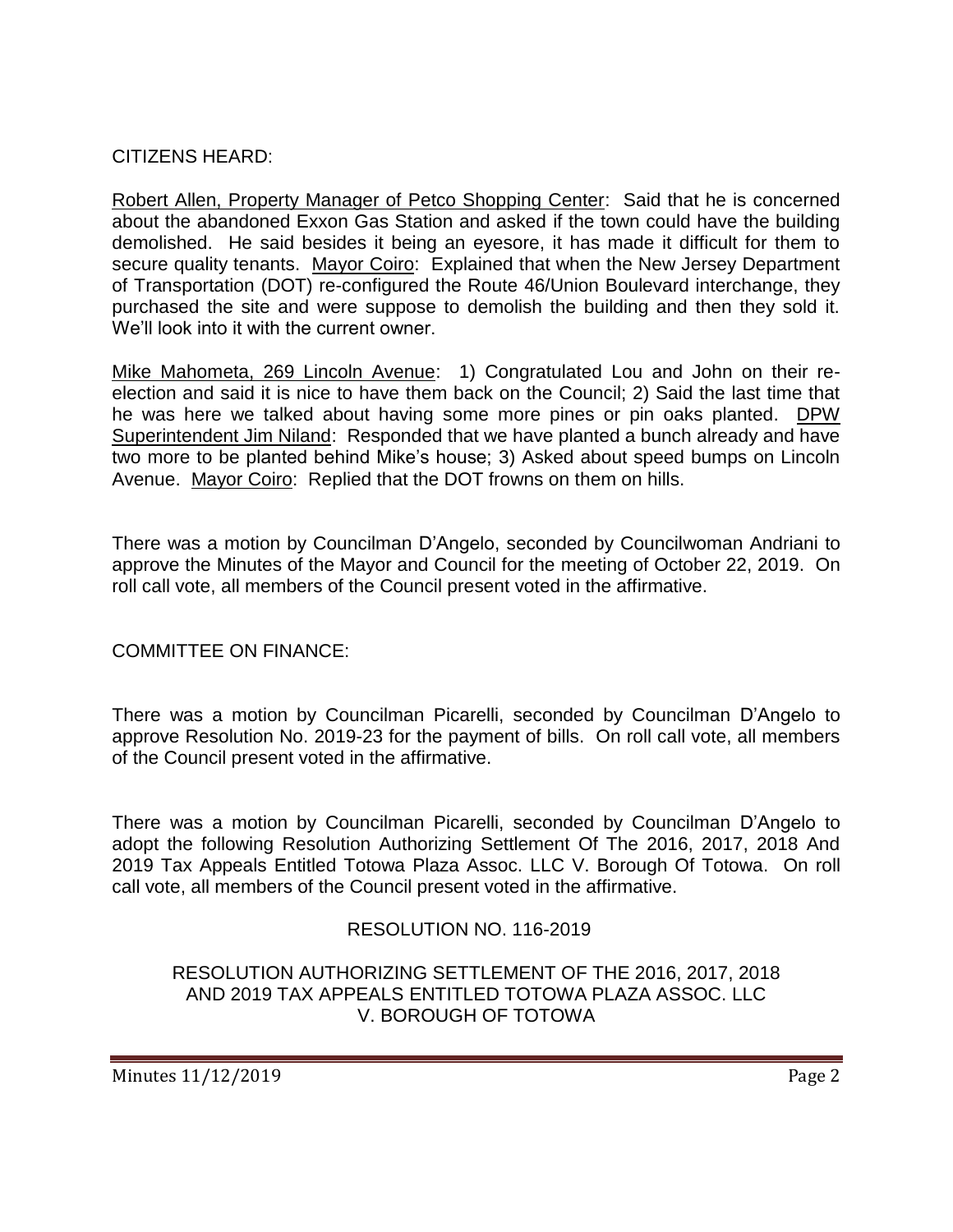CITIZENS HEARD:

Robert Allen, Property Manager of Petco Shopping Center: Said that he is concerned about the abandoned Exxon Gas Station and asked if the town could have the building demolished. He said besides it being an eyesore, it has made it difficult for them to secure quality tenants. Mayor Coiro: Explained that when the New Jersey Department of Transportation (DOT) re-configured the Route 46/Union Boulevard interchange, they purchased the site and were suppose to demolish the building and then they sold it. We'll look into it with the current owner.

Mike Mahometa, 269 Lincoln Avenue: 1) Congratulated Lou and John on their re-election and said it is nice to have them back on the Council; 2) Said the last time that he was here we talked about having some more pines or pin oaks planted. DPW Superintendent Jim Niland: Responded that we have planted a bunch already and have two more to be planted behind Mike's house; 3) Asked about speed bumps on Lincoln Avenue. Mayor Coiro: Replied that the DOT frowns on them on hills.

There was a motion by Councilman D'Angelo, seconded by Councilwoman Andriani to approve the Minutes of the Mayor and Council for the meeting of October 22, 2019. On roll call vote, all members of the Council present voted in the affirmative.

COMMITTEE ON FINANCE:

There was a motion by Councilman Picarelli, seconded by Councilman D'Angelo to approve Resolution No. 2019-23 for the payment of bills. On roll call vote, all members of the Council present voted in the affirmative.

There was a motion by Councilman Picarelli, seconded by Councilman D'Angelo to adopt the following Resolution Authorizing Settlement Of The 2016, 2017, 2018 And 2019 Tax Appeals Entitled Totowa Plaza Assoc. LLC V. Borough Of Totowa. On roll call vote, all members of the Council present voted in the affirmative.

RESOLUTION NO. 116-2019

RESOLUTION AUTHORIZING SETTLEMENT OF THE 2016, 2017, 2018 AND 2019 TAX APPEALS ENTITLED TOTOWA PLAZA ASSOC. LLC V. BOROUGH OF TOTOWA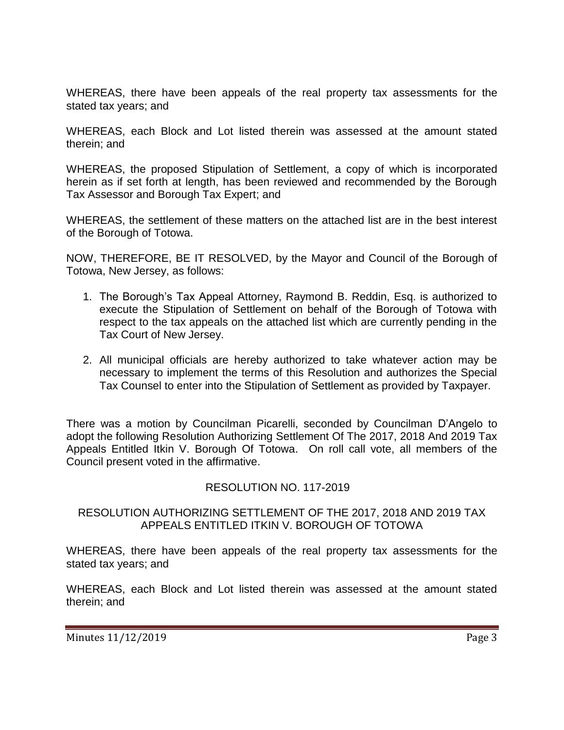WHEREAS, there have been appeals of the real property tax assessments for the stated tax years; and

WHEREAS, each Block and Lot listed therein was assessed at the amount stated therein; and

WHEREAS, the proposed Stipulation of Settlement, a copy of which is incorporated herein as if set forth at length, has been reviewed and recommended by the Borough Tax Assessor and Borough Tax Expert; and

WHEREAS, the settlement of these matters on the attached list are in the best interest of the Borough of Totowa.

NOW, THEREFORE, BE IT RESOLVED, by the Mayor and Council of the Borough of Totowa, New Jersey, as follows:

1. The Borough's Tax Appeal Attorney, Raymond B. Reddin, Esq. is authorized to execute the Stipulation of Settlement on behalf of the Borough of Totowa with respect to the tax appeals on the attached list which are currently pending in the Tax Court of New Jersey.

2. All municipal officials are hereby authorized to take whatever action may be necessary to implement the terms of this Resolution and authorizes the Special Tax Counsel to enter into the Stipulation of Settlement as provided by Taxpayer.

There was a motion by Councilman Picarelli, seconded by Councilman D'Angelo to adopt the following Resolution Authorizing Settlement Of The 2017, 2018 And 2019 Tax Appeals Entitled Itkin V. Borough Of Totowa. On roll call vote, all members of the Council present voted in the affirmative.

RESOLUTION NO. 117-2019

RESOLUTION AUTHORIZING SETTLEMENT OF THE 2017, 2018 AND 2019 TAX APPEALS ENTITLED ITKIN V. BOROUGH OF TOTOWA

WHEREAS, there have been appeals of the real property tax assessments for the stated tax years; and

WHEREAS, each Block and Lot listed therein was assessed at the amount stated therein; and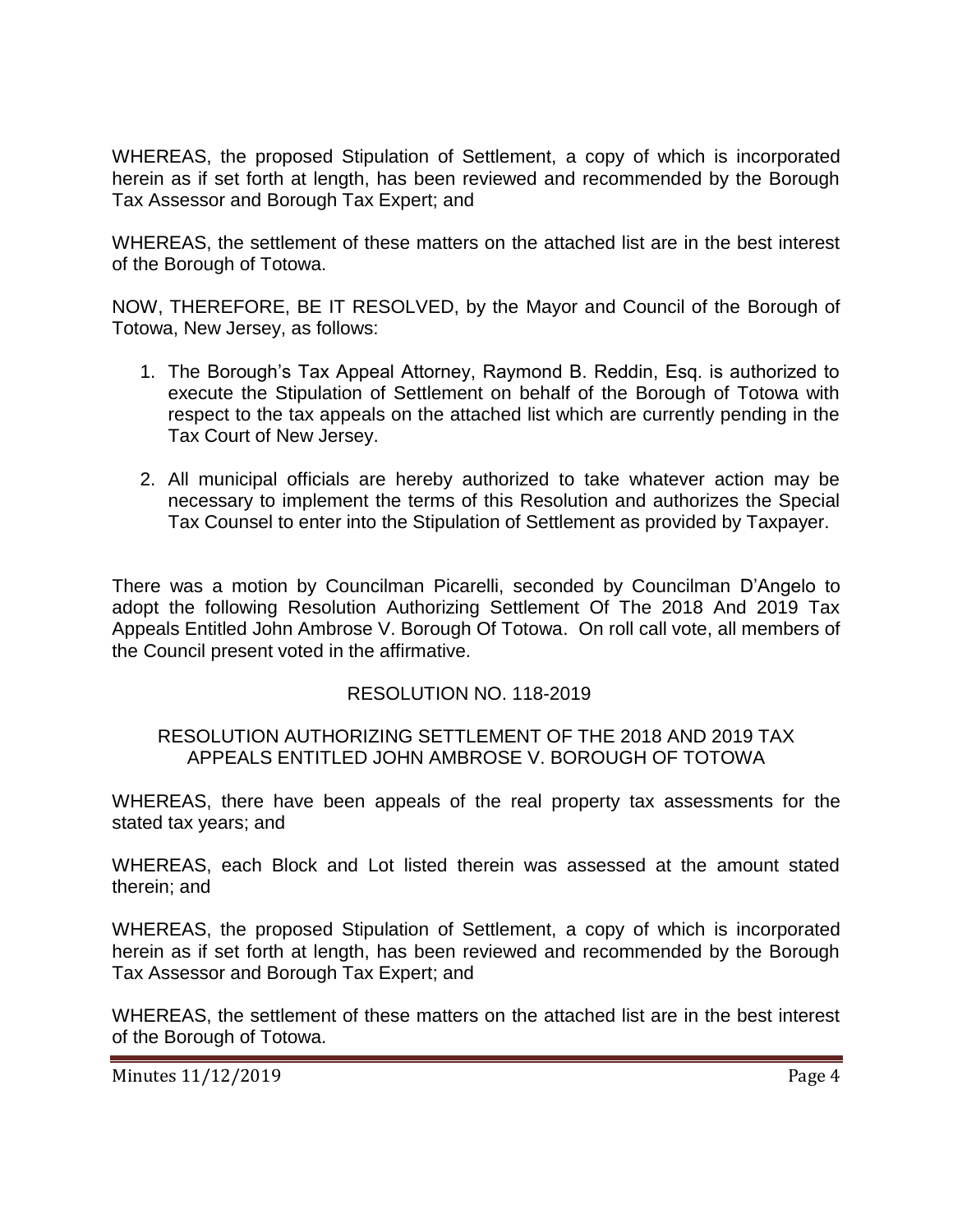WHEREAS, the proposed Stipulation of Settlement, a copy of which is incorporated herein as if set forth at length, has been reviewed and recommended by the Borough Tax Assessor and Borough Tax Expert; and

WHEREAS, the settlement of these matters on the attached list are in the best interest of the Borough of Totowa.

NOW, THEREFORE, BE IT RESOLVED, by the Mayor and Council of the Borough of Totowa, New Jersey, as follows:

1. The Borough's Tax Appeal Attorney, Raymond B. Reddin, Esq. is authorized to execute the Stipulation of Settlement on behalf of the Borough of Totowa with respect to the tax appeals on the attached list which are currently pending in the Tax Court of New Jersey.

2. All municipal officials are hereby authorized to take whatever action may be necessary to implement the terms of this Resolution and authorizes the Special Tax Counsel to enter into the Stipulation of Settlement as provided by Taxpayer.

There was a motion by Councilman Picarelli, seconded by Councilman D'Angelo to adopt the following Resolution Authorizing Settlement Of The 2018 And 2019 Tax Appeals Entitled John Ambrose V. Borough Of Totowa. On roll call vote, all members of the Council present voted in the affirmative.

RESOLUTION NO. 118-2019

RESOLUTION AUTHORIZING SETTLEMENT OF THE 2018 AND 2019 TAX APPEALS ENTITLED JOHN AMBROSE V. BOROUGH OF TOTOWA

WHEREAS, there have been appeals of the real property tax assessments for the stated tax years; and

WHEREAS, each Block and Lot listed therein was assessed at the amount stated therein; and

WHEREAS, the proposed Stipulation of Settlement, a copy of which is incorporated herein as if set forth at length, has been reviewed and recommended by the Borough Tax Assessor and Borough Tax Expert; and

WHEREAS, the settlement of these matters on the attached list are in the best interest of the Borough of Totowa.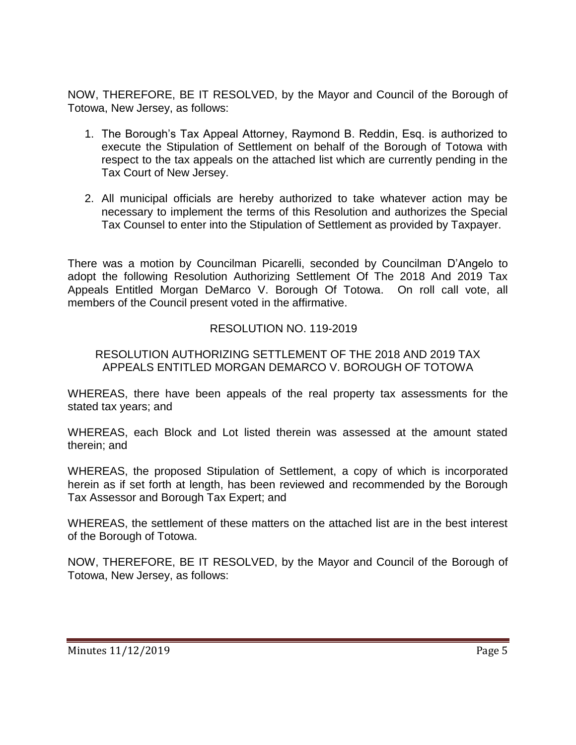NOW, THEREFORE, BE IT RESOLVED, by the Mayor and Council of the Borough of Totowa, New Jersey, as follows:

1. The Borough's Tax Appeal Attorney, Raymond B. Reddin, Esq. is authorized to execute the Stipulation of Settlement on behalf of the Borough of Totowa with respect to the tax appeals on the attached list which are currently pending in the Tax Court of New Jersey.

2. All municipal officials are hereby authorized to take whatever action may be necessary to implement the terms of this Resolution and authorizes the Special Tax Counsel to enter into the Stipulation of Settlement as provided by Taxpayer.

There was a motion by Councilman Picarelli, seconded by Councilman D'Angelo to adopt the following Resolution Authorizing Settlement Of The 2018 And 2019 Tax Appeals Entitled Morgan DeMarco V. Borough Of Totowa. On roll call vote, all members of the Council present voted in the affirmative.

RESOLUTION NO. 119-2019

RESOLUTION AUTHORIZING SETTLEMENT OF THE 2018 AND 2019 TAX APPEALS ENTITLED MORGAN DEMARCO V. BOROUGH OF TOTOWA

WHEREAS, there have been appeals of the real property tax assessments for the stated tax years; and

WHEREAS, each Block and Lot listed therein was assessed at the amount stated therein; and

WHEREAS, the proposed Stipulation of Settlement, a copy of which is incorporated herein as if set forth at length, has been reviewed and recommended by the Borough Tax Assessor and Borough Tax Expert; and

WHEREAS, the settlement of these matters on the attached list are in the best interest of the Borough of Totowa.

NOW, THEREFORE, BE IT RESOLVED, by the Mayor and Council of the Borough of Totowa, New Jersey, as follows: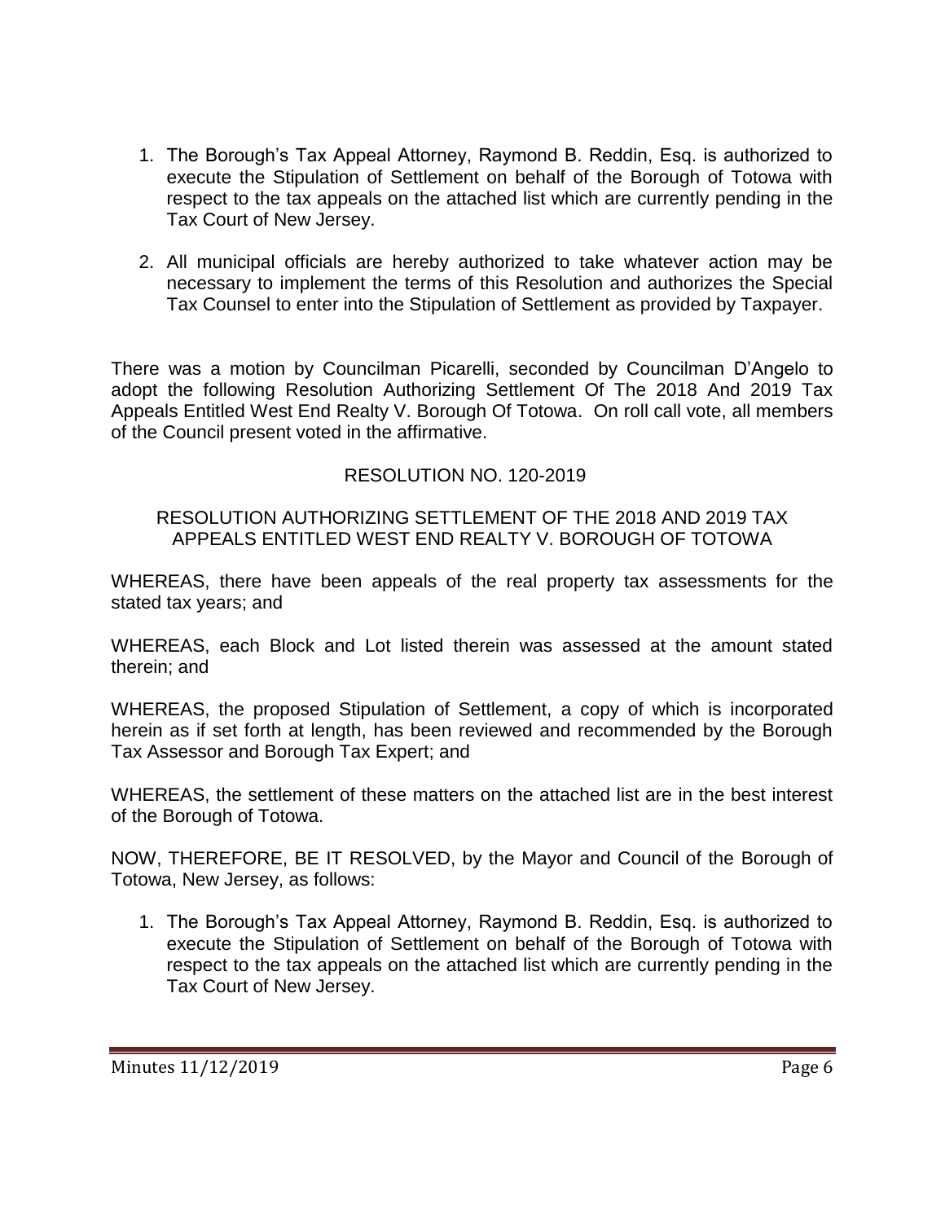1. The Borough's Tax Appeal Attorney, Raymond B. Reddin, Esq. is authorized to execute the Stipulation of Settlement on behalf of the Borough of Totowa with respect to the tax appeals on the attached list which are currently pending in the Tax Court of New Jersey.

2. All municipal officials are hereby authorized to take whatever action may be necessary to implement the terms of this Resolution and authorizes the Special Tax Counsel to enter into the Stipulation of Settlement as provided by Taxpayer.

There was a motion by Councilman Picarelli, seconded by Councilman D'Angelo to adopt the following Resolution Authorizing Settlement Of The 2018 And 2019 Tax Appeals Entitled West End Realty V. Borough Of Totowa. On roll call vote, all members of the Council present voted in the affirmative.

RESOLUTION NO. 120-2019

RESOLUTION AUTHORIZING SETTLEMENT OF THE 2018 AND 2019 TAX APPEALS ENTITLED WEST END REALTY V. BOROUGH OF TOTOWA

WHEREAS, there have been appeals of the real property tax assessments for the stated tax years; and

WHEREAS, each Block and Lot listed therein was assessed at the amount stated therein; and

WHEREAS, the proposed Stipulation of Settlement, a copy of which is incorporated herein as if set forth at length, has been reviewed and recommended by the Borough Tax Assessor and Borough Tax Expert; and

WHEREAS, the settlement of these matters on the attached list are in the best interest of the Borough of Totowa.

NOW, THEREFORE, BE IT RESOLVED, by the Mayor and Council of the Borough of Totowa, New Jersey, as follows:

1. The Borough's Tax Appeal Attorney, Raymond B. Reddin, Esq. is authorized to execute the Stipulation of Settlement on behalf of the Borough of Totowa with respect to the tax appeals on the attached list which are currently pending in the Tax Court of New Jersey.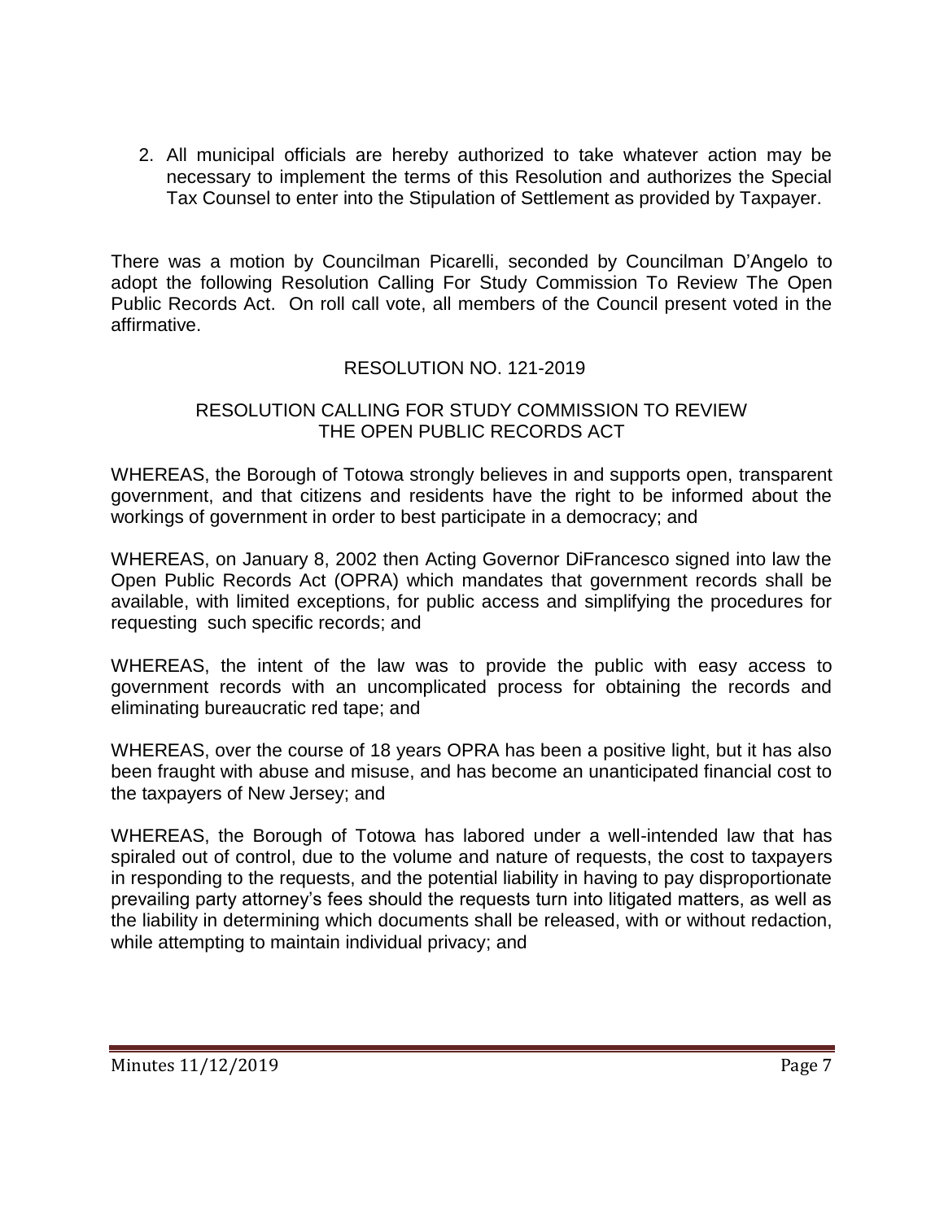2. All municipal officials are hereby authorized to take whatever action may be necessary to implement the terms of this Resolution and authorizes the Special Tax Counsel to enter into the Stipulation of Settlement as provided by Taxpayer.

There was a motion by Councilman Picarelli, seconded by Councilman D'Angelo to adopt the following Resolution Calling For Study Commission To Review The Open Public Records Act. On roll call vote, all members of the Council present voted in the affirmative.

RESOLUTION NO. 121-2019

RESOLUTION CALLING FOR STUDY COMMISSION TO REVIEW THE OPEN PUBLIC RECORDS ACT

WHEREAS, the Borough of Totowa strongly believes in and supports open, transparent government, and that citizens and residents have the right to be informed about the workings of government in order to best participate in a democracy; and

WHEREAS, on January 8, 2002 then Acting Governor DiFrancesco signed into law the Open Public Records Act (OPRA) which mandates that government records shall be available, with limited exceptions, for public access and simplifying the procedures for requesting such specific records; and

WHEREAS, the intent of the law was to provide the public with easy access to government records with an uncomplicated process for obtaining the records and eliminating bureaucratic red tape; and

WHEREAS, over the course of 18 years OPRA has been a positive light, but it has also been fraught with abuse and misuse, and has become an unanticipated financial cost to the taxpayers of New Jersey; and

WHEREAS, the Borough of Totowa has labored under a well-intended law that has spiraled out of control, due to the volume and nature of requests, the cost to taxpayers in responding to the requests, and the potential liability in having to pay disproportionate prevailing party attorney's fees should the requests turn into litigated matters, as well as the liability in determining which documents shall be released, with or without redaction, while attempting to maintain individual privacy; and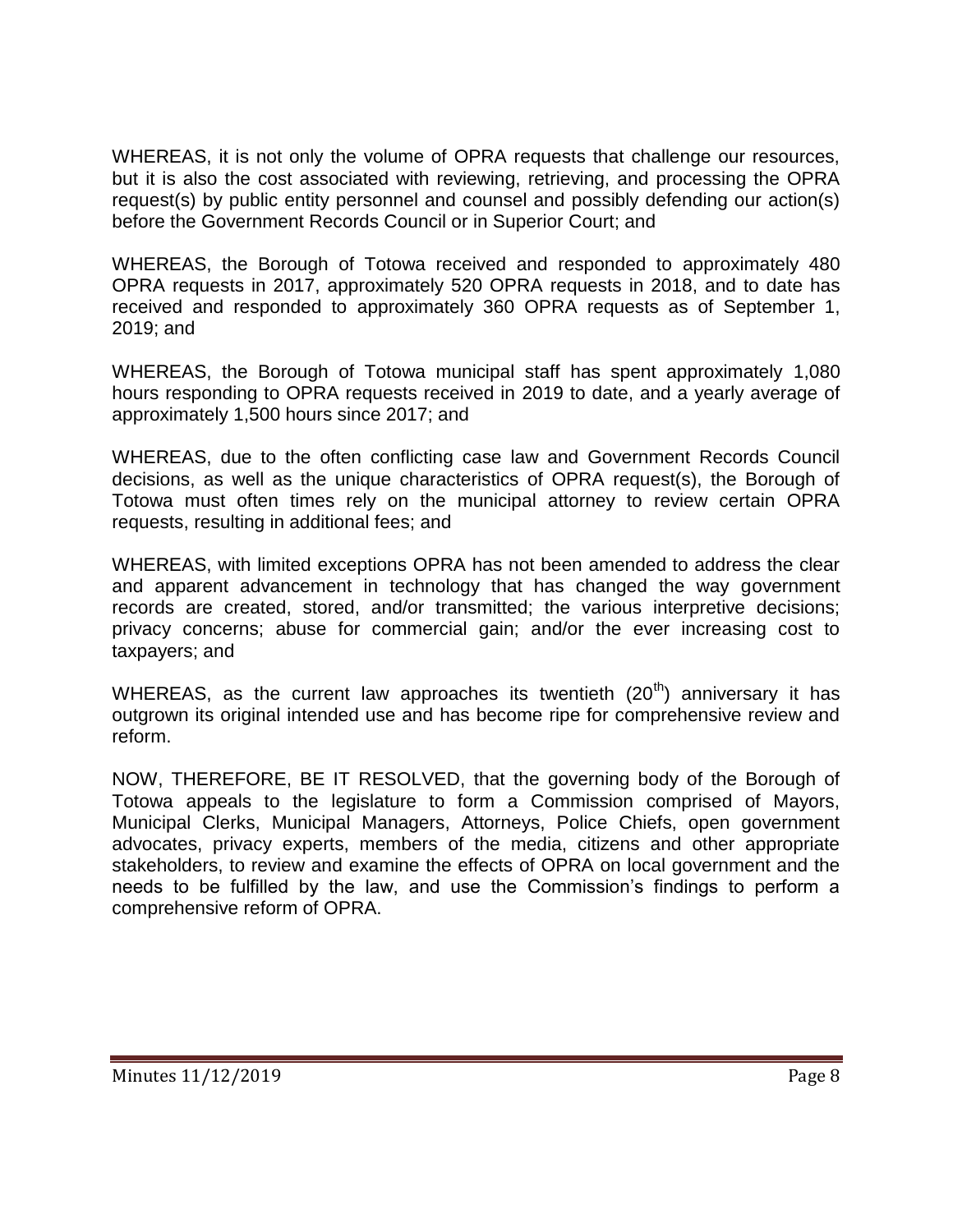WHEREAS, it is not only the volume of OPRA requests that challenge our resources, but it is also the cost associated with reviewing, retrieving, and processing the OPRA request(s) by public entity personnel and counsel and possibly defending our action(s) before the Government Records Council or in Superior Court; and

WHEREAS, the Borough of Totowa received and responded to approximately 480 OPRA requests in 2017, approximately 520 OPRA requests in 2018, and to date has received and responded to approximately 360 OPRA requests as of September 1, 2019; and

WHEREAS, the Borough of Totowa municipal staff has spent approximately 1,080 hours responding to OPRA requests received in 2019 to date, and a yearly average of approximately 1,500 hours since 2017; and

WHEREAS, due to the often conflicting case law and Government Records Council decisions, as well as the unique characteristics of OPRA request(s), the Borough of Totowa must often times rely on the municipal attorney to review certain OPRA requests, resulting in additional fees; and

WHEREAS, with limited exceptions OPRA has not been amended to address the clear and apparent advancement in technology that has changed the way government records are created, stored, and/or transmitted; the various interpretive decisions; privacy concerns; abuse for commercial gain; and/or the ever increasing cost to taxpayers; and

WHEREAS, as the current law approaches its twentieth (20th) anniversary it has outgrown its original intended use and has become ripe for comprehensive review and reform.

NOW, THEREFORE, BE IT RESOLVED, that the governing body of the Borough of Totowa appeals to the legislature to form a Commission comprised of Mayors, Municipal Clerks, Municipal Managers, Attorneys, Police Chiefs, open government advocates, privacy experts, members of the media, citizens and other appropriate stakeholders, to review and examine the effects of OPRA on local government and the needs to be fulfilled by the law, and use the Commission's findings to perform a comprehensive reform of OPRA.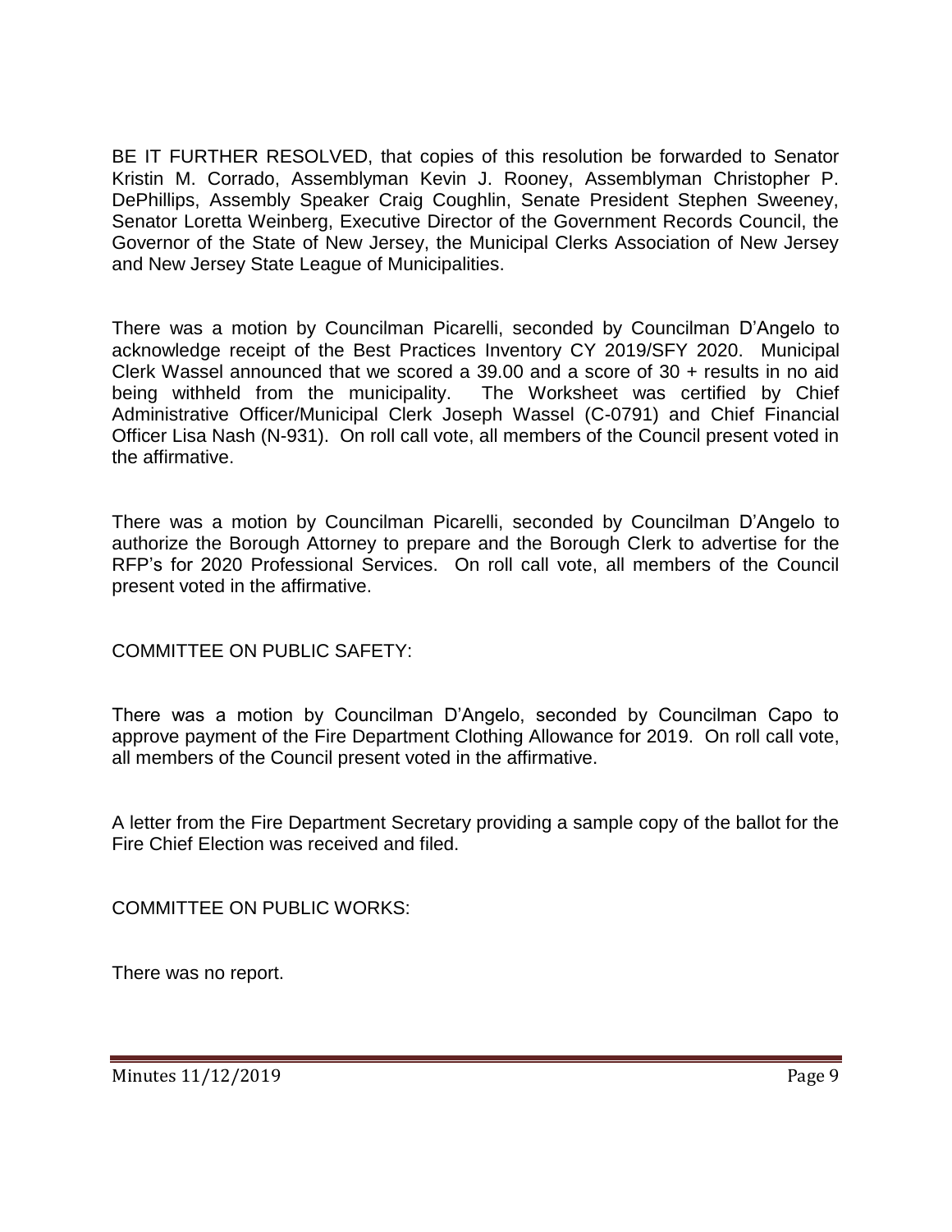BE IT FURTHER RESOLVED, that copies of this resolution be forwarded to Senator Kristin M. Corrado, Assemblyman Kevin J. Rooney, Assemblyman Christopher P. DePhillips, Assembly Speaker Craig Coughlin, Senate President Stephen Sweeney, Senator Loretta Weinberg, Executive Director of the Government Records Council, the Governor of the State of New Jersey, the Municipal Clerks Association of New Jersey and New Jersey State League of Municipalities.

There was a motion by Councilman Picarelli, seconded by Councilman D'Angelo to acknowledge receipt of the Best Practices Inventory CY 2019/SFY 2020. Municipal Clerk Wassel announced that we scored a 39.00 and a score of 30 + results in no aid being withheld from the municipality. The Worksheet was certified by Chief Administrative Officer/Municipal Clerk Joseph Wassel (C-0791) and Chief Financial Officer Lisa Nash (N-931). On roll call vote, all members of the Council present voted in the affirmative.

There was a motion by Councilman Picarelli, seconded by Councilman D'Angelo to authorize the Borough Attorney to prepare and the Borough Clerk to advertise for the RFP's for 2020 Professional Services. On roll call vote, all members of the Council present voted in the affirmative.

COMMITTEE ON PUBLIC SAFETY:

There was a motion by Councilman D'Angelo, seconded by Councilman Capo to approve payment of the Fire Department Clothing Allowance for 2019. On roll call vote, all members of the Council present voted in the affirmative.

A letter from the Fire Department Secretary providing a sample copy of the ballot for the Fire Chief Election was received and filed.

COMMITTEE ON PUBLIC WORKS:

There was no report.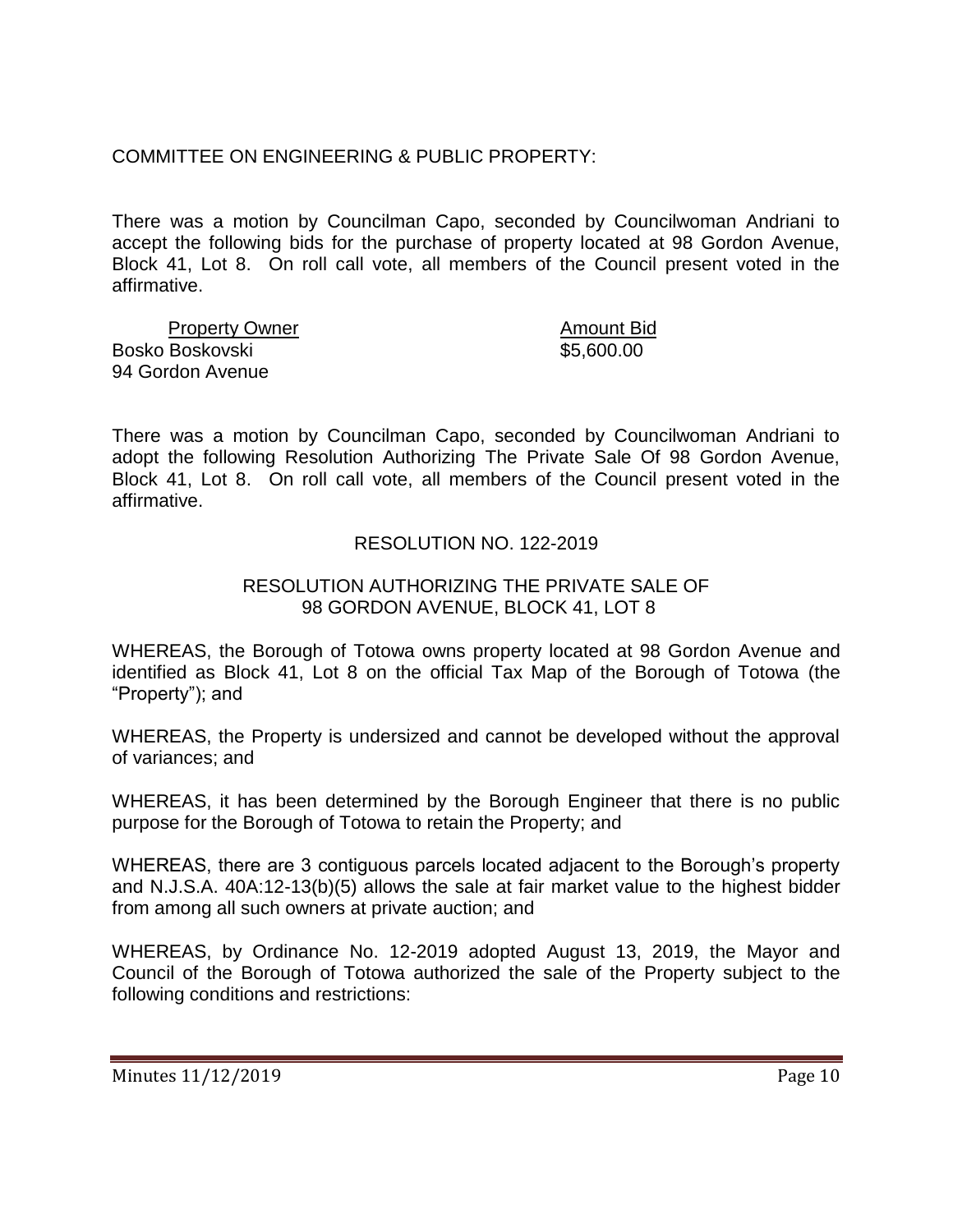COMMITTEE ON ENGINEERING & PUBLIC PROPERTY:

There was a motion by Councilman Capo, seconded by Councilwoman Andriani to accept the following bids for the purchase of property located at 98 Gordon Avenue, Block 41, Lot 8. On roll call vote, all members of the Council present voted in the affirmative.

| Property Owner | Amount Bid |
|---|---|
| Bosko Boskovski<br>94 Gordon Avenue | $5,600.00 |

There was a motion by Councilman Capo, seconded by Councilwoman Andriani to adopt the following Resolution Authorizing The Private Sale Of 98 Gordon Avenue, Block 41, Lot 8. On roll call vote, all members of the Council present voted in the affirmative.

RESOLUTION NO. 122-2019

RESOLUTION AUTHORIZING THE PRIVATE SALE OF
98 GORDON AVENUE, BLOCK 41, LOT 8

WHEREAS, the Borough of Totowa owns property located at 98 Gordon Avenue and identified as Block 41, Lot 8 on the official Tax Map of the Borough of Totowa (the "Property"); and

WHEREAS, the Property is undersized and cannot be developed without the approval of variances; and

WHEREAS, it has been determined by the Borough Engineer that there is no public purpose for the Borough of Totowa to retain the Property; and

WHEREAS, there are 3 contiguous parcels located adjacent to the Borough's property and N.J.S.A. 40A:12-13(b)(5) allows the sale at fair market value to the highest bidder from among all such owners at private auction; and

WHEREAS, by Ordinance No. 12-2019 adopted August 13, 2019, the Mayor and Council of the Borough of Totowa authorized the sale of the Property subject to the following conditions and restrictions: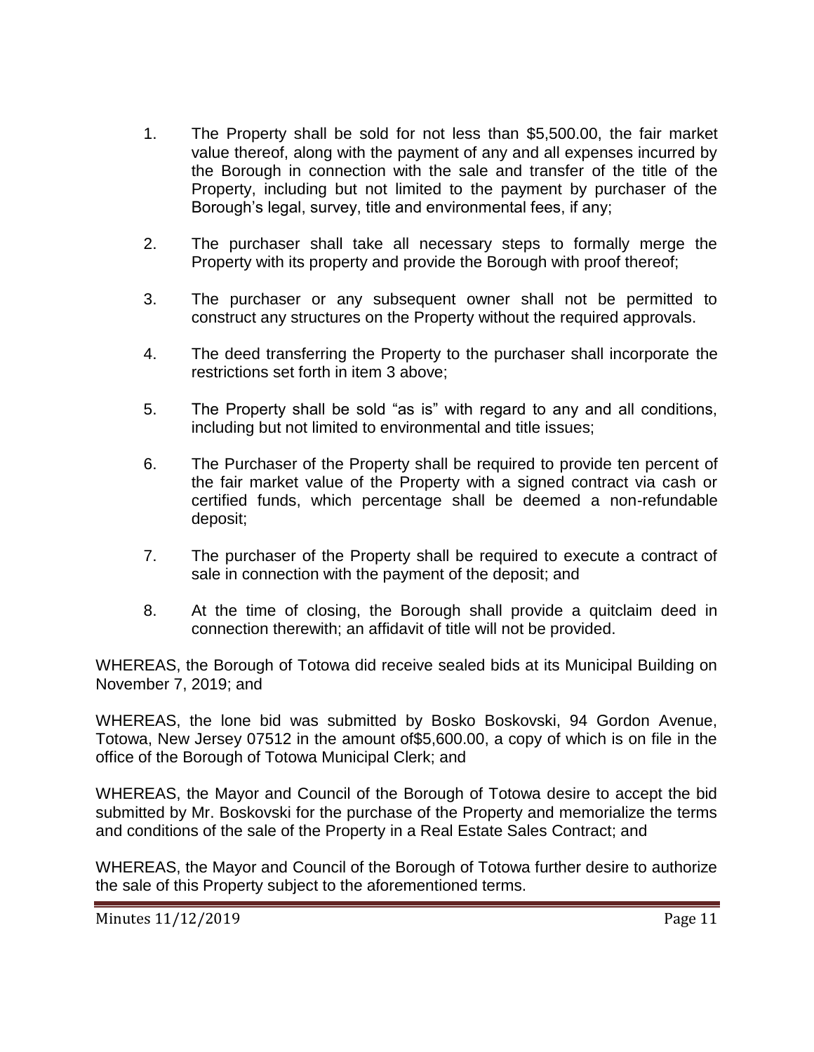1. The Property shall be sold for not less than $5,500.00, the fair market value thereof, along with the payment of any and all expenses incurred by the Borough in connection with the sale and transfer of the title of the Property, including but not limited to the payment by purchaser of the Borough's legal, survey, title and environmental fees, if any;

2. The purchaser shall take all necessary steps to formally merge the Property with its property and provide the Borough with proof thereof;

3. The purchaser or any subsequent owner shall not be permitted to construct any structures on the Property without the required approvals.

4. The deed transferring the Property to the purchaser shall incorporate the restrictions set forth in item 3 above;

5. The Property shall be sold "as is" with regard to any and all conditions, including but not limited to environmental and title issues;

6. The Purchaser of the Property shall be required to provide ten percent of the fair market value of the Property with a signed contract via cash or certified funds, which percentage shall be deemed a non-refundable deposit;

7. The purchaser of the Property shall be required to execute a contract of sale in connection with the payment of the deposit; and

8. At the time of closing, the Borough shall provide a quitclaim deed in connection therewith; an affidavit of title will not be provided.

WHEREAS, the Borough of Totowa did receive sealed bids at its Municipal Building on November 7, 2019; and

WHEREAS, the lone bid was submitted by Bosko Boskovski, 94 Gordon Avenue, Totowa, New Jersey 07512 in the amount of$5,600.00, a copy of which is on file in the office of the Borough of Totowa Municipal Clerk; and

WHEREAS, the Mayor and Council of the Borough of Totowa desire to accept the bid submitted by Mr. Boskovski for the purchase of the Property and memorialize the terms and conditions of the sale of the Property in a Real Estate Sales Contract; and

WHEREAS, the Mayor and Council of the Borough of Totowa further desire to authorize the sale of this Property subject to the aforementioned terms.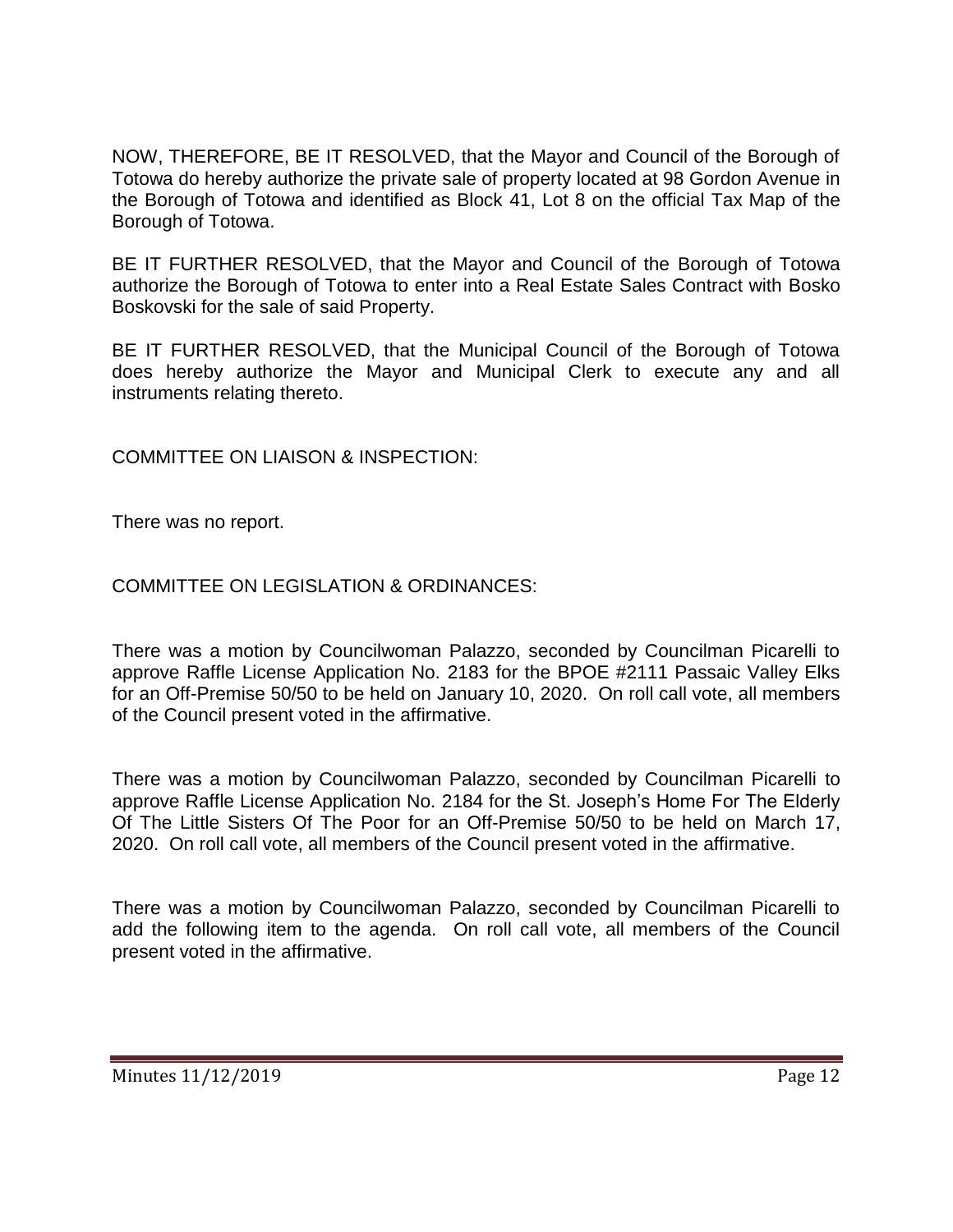NOW, THEREFORE, BE IT RESOLVED, that the Mayor and Council of the Borough of Totowa do hereby authorize the private sale of property located at 98 Gordon Avenue in the Borough of Totowa and identified as Block 41, Lot 8 on the official Tax Map of the Borough of Totowa.

BE IT FURTHER RESOLVED, that the Mayor and Council of the Borough of Totowa authorize the Borough of Totowa to enter into a Real Estate Sales Contract with Bosko Boskovski for the sale of said Property.

BE IT FURTHER RESOLVED, that the Municipal Council of the Borough of Totowa does hereby authorize the Mayor and Municipal Clerk to execute any and all instruments relating thereto.

COMMITTEE ON LIAISON & INSPECTION:

There was no report.

COMMITTEE ON LEGISLATION & ORDINANCES:

There was a motion by Councilwoman Palazzo, seconded by Councilman Picarelli to approve Raffle License Application No. 2183 for the BPOE #2111 Passaic Valley Elks for an Off-Premise 50/50 to be held on January 10, 2020. On roll call vote, all members of the Council present voted in the affirmative.

There was a motion by Councilwoman Palazzo, seconded by Councilman Picarelli to approve Raffle License Application No. 2184 for the St. Joseph's Home For The Elderly Of The Little Sisters Of The Poor for an Off-Premise 50/50 to be held on March 17, 2020. On roll call vote, all members of the Council present voted in the affirmative.

There was a motion by Councilwoman Palazzo, seconded by Councilman Picarelli to add the following item to the agenda. On roll call vote, all members of the Council present voted in the affirmative.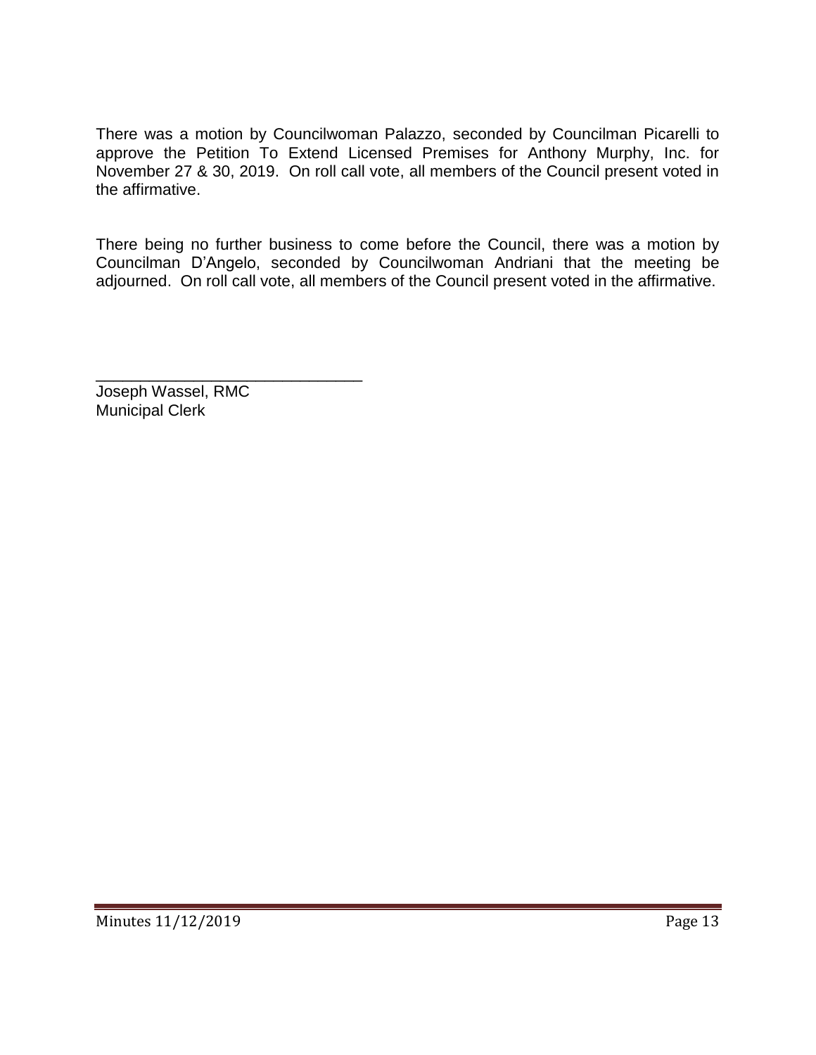There was a motion by Councilwoman Palazzo, seconded by Councilman Picarelli to approve the Petition To Extend Licensed Premises for Anthony Murphy, Inc. for November 27 & 30, 2019. On roll call vote, all members of the Council present voted in the affirmative.

There being no further business to come before the Council, there was a motion by Councilman D'Angelo, seconded by Councilwoman Andriani that the meeting be adjourned. On roll call vote, all members of the Council present voted in the affirmative.

\_\_\_\_\_\_\_\_\_\_\_\_\_\_\_\_\_\_\_\_\_\_\_\_\_\_\_\_\_\_\_

Joseph Wassel, RMC
Municipal Clerk